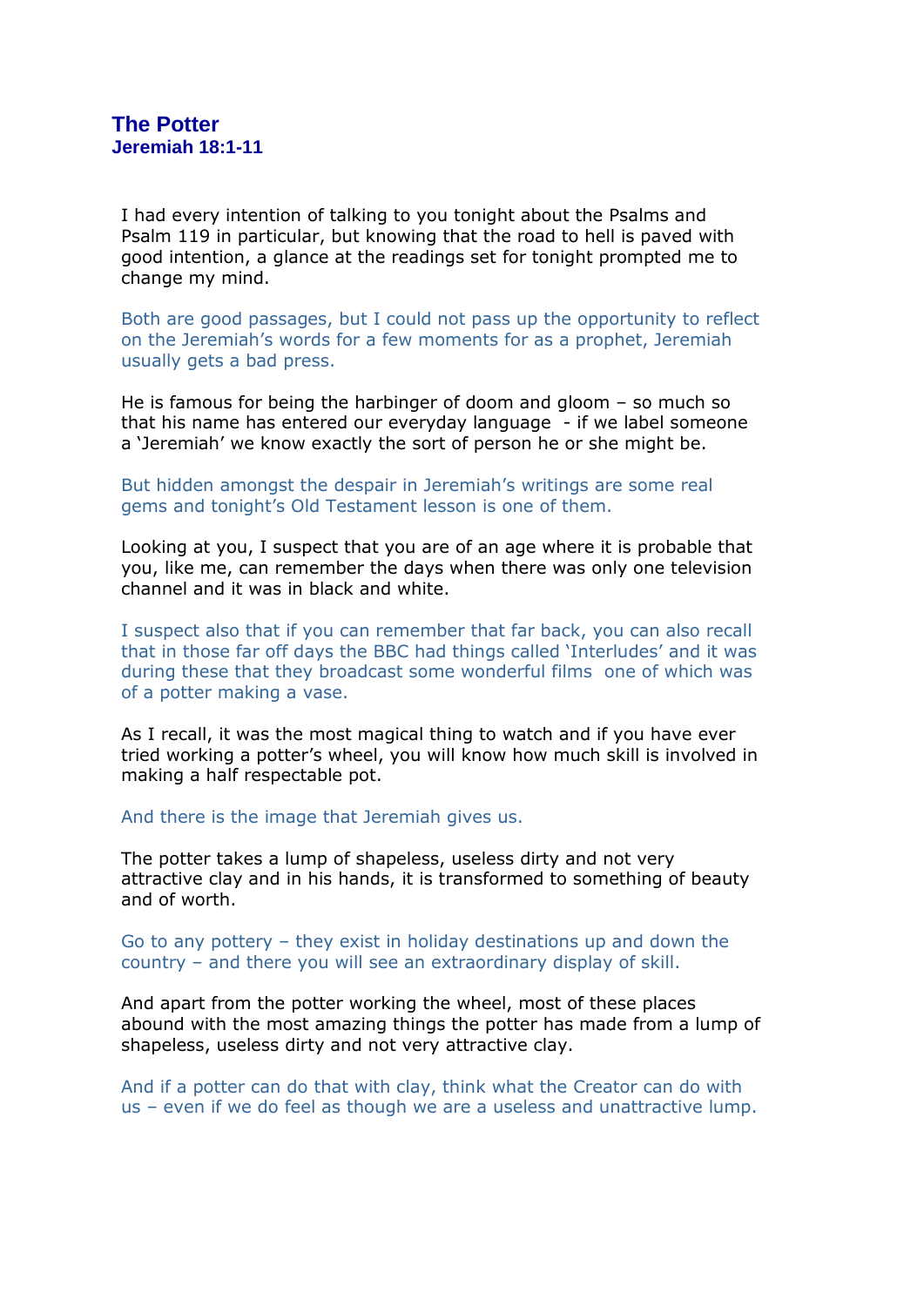# The Potter

## Jeremiah 18:1-11

I had every intention of talking to you tonight about the Psalms and Psalm 119 in particular, but knowing that the road to hell is paved with good intention, a glance at the readings set for tonight prompted me to change my mind.

Both are good passages, but I could not pass up the opportunity to reflect on the Jeremiah's words for a few moments for as a prophet, Jeremiah usually gets a bad press.

He is famous for being the harbinger of doom and gloom – so much so that his name has entered our everyday language - if we label someone a 'Jeremiah' we know exactly the sort of person he or she might be.

But hidden amongst the despair in Jeremiah's writings are some real gems and tonight's Old Testament lesson is one of them.

Looking at you, I suspect that you are of an age where it is probable that you, like me, can remember the days when there was only one television channel and it was in black and white.

I suspect also that if you can remember that far back, you can also recall that in those far off days the BBC had things called 'Interludes' and it was during these that they broadcast some wonderful films one of which was of a potter making a vase.

As I recall, it was the most magical thing to watch and if you have ever tried working a potter's wheel, you will know how much skill is involved in making a half respectable pot.

And there is the image that Jeremiah gives us.

The potter takes a lump of shapeless, useless dirty and not very attractive clay and in his hands, it is transformed to something of beauty and of worth.

Go to any pottery – they exist in holiday destinations up and down the country – and there you will see an extraordinary display of skill.

And apart from the potter working the wheel, most of these places abound with the most amazing things the potter has made from a lump of shapeless, useless dirty and not very attractive clay.

And if a potter can do that with clay, think what the Creator can do with us – even if we do feel as though we are a useless and unattractive lump.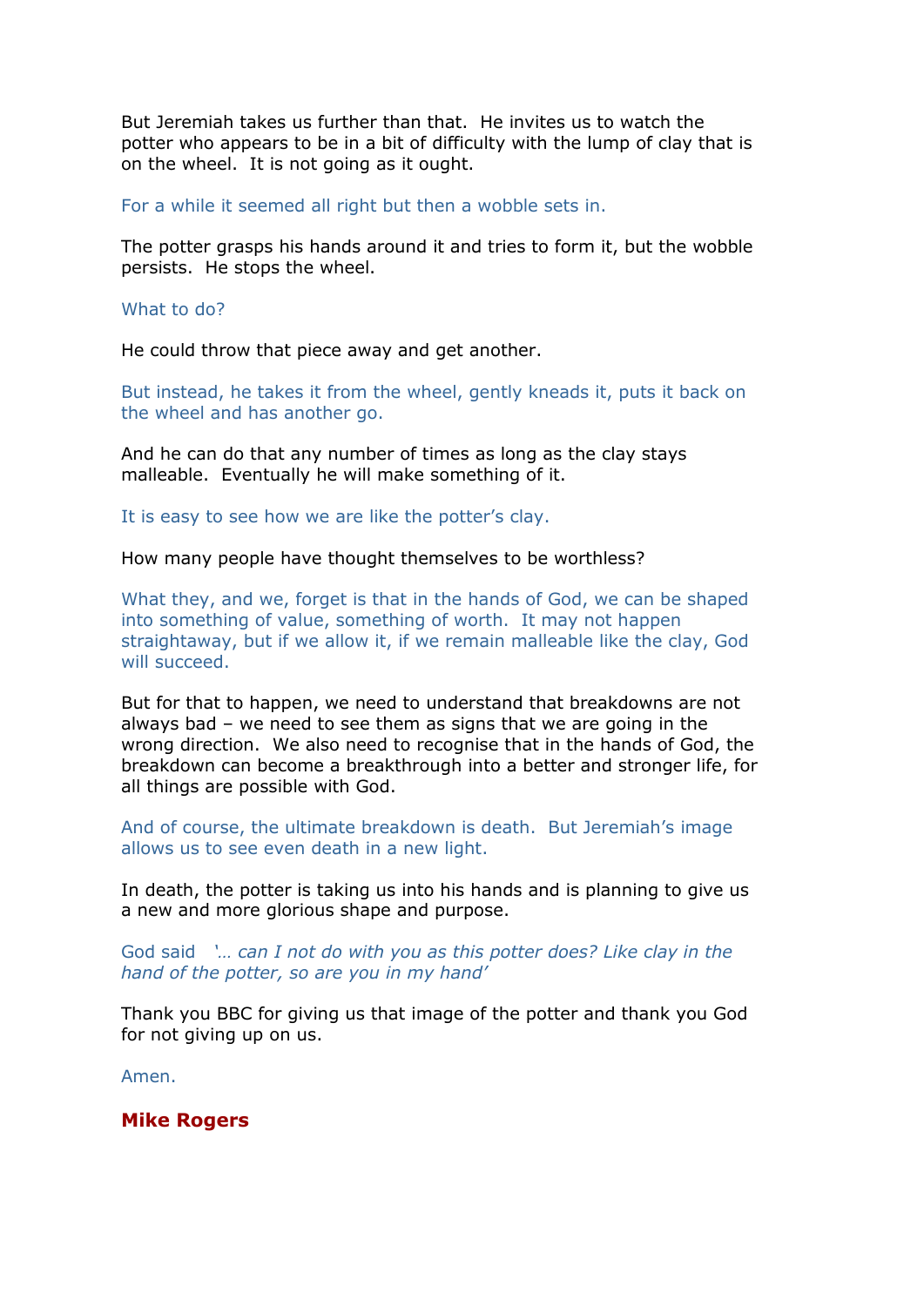But Jeremiah takes us further than that. He invites us to watch the potter who appears to be in a bit of difficulty with the lump of clay that is on the wheel. It is not going as it ought.

For a while it seemed all right but then a wobble sets in.

The potter grasps his hands around it and tries to form it, but the wobble persists. He stops the wheel.

What to do?

He could throw that piece away and get another.

But instead, he takes it from the wheel, gently kneads it, puts it back on the wheel and has another go.

And he can do that any number of times as long as the clay stays malleable. Eventually he will make something of it.

It is easy to see how we are like the potter's clay.

How many people have thought themselves to be worthless?

What they, and we, forget is that in the hands of God, we can be shaped into something of value, something of worth. It may not happen straightaway, but if we allow it, if we remain malleable like the clay, God will succeed.

But for that to happen, we need to understand that breakdowns are not always bad – we need to see them as signs that we are going in the wrong direction. We also need to recognise that in the hands of God, the breakdown can become a breakthrough into a better and stronger life, for all things are possible with God.

And of course, the ultimate breakdown is death. But Jeremiah's image allows us to see even death in a new light.

In death, the potter is taking us into his hands and is planning to give us a new and more glorious shape and purpose.

God said *'… can I not do with you as this potter does? Like clay in the hand of the potter, so are you in my hand'*

Thank you BBC for giving us that image of the potter and thank you God for not giving up on us.

Amen.

**Mike Rogers**